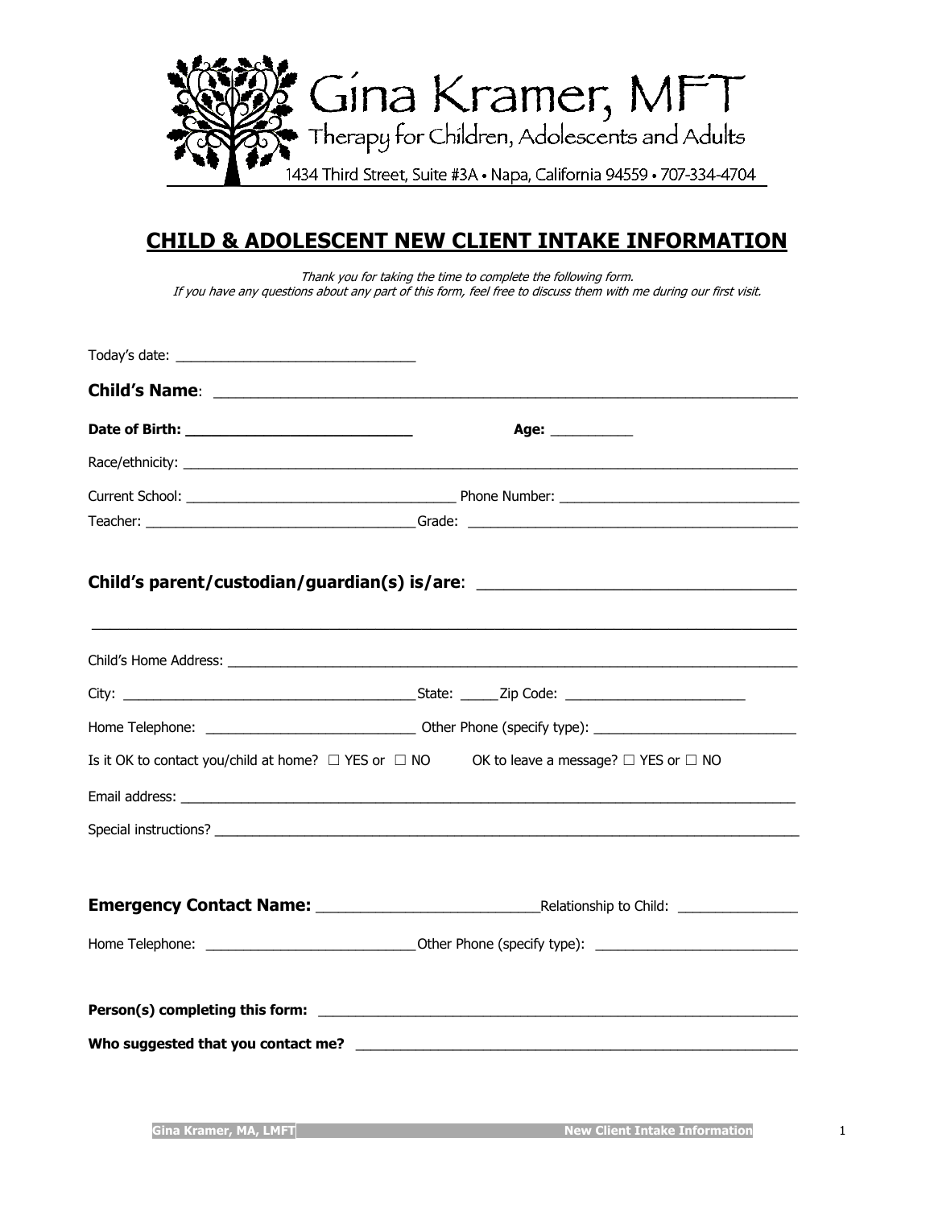Gina Kramer, MFT

Therapy for Children, Adolescents and Adults

1434 Third Street, Suite #3A • Napa, California 94559 • 707-334-4704

# CHILD & ADOLESCENT NEW CLIENT INTAKE INFORMATION

*Thank you for taking the time to complete the following form.*
*If you have any questions about any part of this form, feel free to discuss them with me during our first visit.*

Today's date: ______________________________

**Child's Name**: ____________________________________________________________________

**Date of Birth:** ___________________________ **Age:** __________

Race/ethnicity: ______________________________________________________________________

Current School: ___________________________________ Phone Number: ______________________________

Teacher: ___________________________________Grade: ___________________________________________

**Child's parent/custodian/guardian(s) is/are**: ________________________________

_____________________________________________________________________________

Child's Home Address: ________________________________________________________________

City: _______________________________________State: _____Zip Code: _______________________

Home Telephone: ___________________________ Other Phone (specify type): __________________________

Is it OK to contact you/child at home? ☐ YES or ☐ NO     OK to leave a message? ☐ YES or ☐ NO

Email address: _______________________________________________________________________

Special instructions? __________________________________________________________________

**Emergency Contact Name:** ___________________________Relationship to Child: _______________

Home Telephone: ___________________________Other Phone (specify type): __________________________

**Person(s) completing this form:** ________________________________________________________

**Who suggested that you contact me?** ____________________________________________________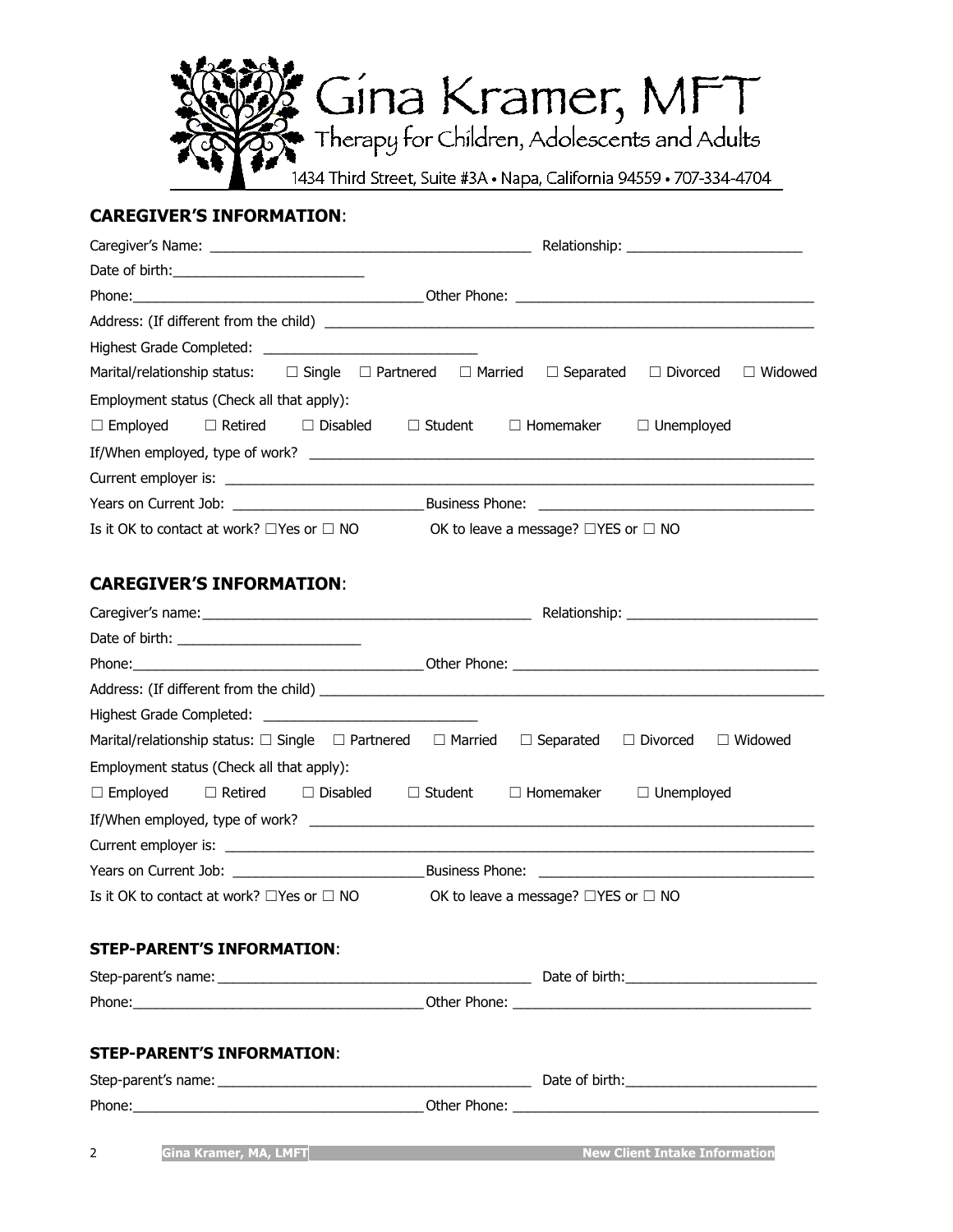# Gina Kramer, MFT

Therapy for Children, Adolescents and Adults

1434 Third Street, Suite #3A • Napa, California 94559 • 707-334-4704

## CAREGIVER'S INFORMATION:

Caregiver's Name: _______________________________________ Relationship: ______________________

Date of birth: ________________________

Phone: ____________________________________ Other Phone: ____________________________________

Address: (If different from the child) ____________________________________________________________

Highest Grade Completed: ___________________________

Marital/relationship status: ☐ Single ☐ Partnered ☐ Married ☐ Separated ☐ Divorced ☐ Widowed

Employment status (Check all that apply):

☐ Employed ☐ Retired ☐ Disabled ☐ Student ☐ Homemaker ☐ Unemployed

If/When employed, type of work? ___________________________________________________________

Current employer is: _____________________________________________________________________

Years on Current Job: ________________________ Business Phone: ___________________________________

Is it OK to contact at work? ☐Yes or ☐ NO OK to leave a message? ☐YES or ☐ NO

## CAREGIVER'S INFORMATION:

Caregiver's name: _______________________________________ Relationship: ______________________

Date of birth: ________________________

Phone: ____________________________________ Other Phone: ____________________________________

Address: (If different from the child) ____________________________________________________________

Highest Grade Completed: ___________________________

Marital/relationship status: ☐ Single ☐ Partnered ☐ Married ☐ Separated ☐ Divorced ☐ Widowed

Employment status (Check all that apply):

☐ Employed ☐ Retired ☐ Disabled ☐ Student ☐ Homemaker ☐ Unemployed

If/When employed, type of work? ___________________________________________________________

Current employer is: _____________________________________________________________________

Years on Current Job: ________________________ Business Phone: ___________________________________

Is it OK to contact at work? ☐Yes or ☐ NO OK to leave a message? ☐YES or ☐ NO

## STEP-PARENT'S INFORMATION:

Step-parent's name: _______________________________________ Date of birth: ______________________

Phone: ____________________________________ Other Phone: ____________________________________

## STEP-PARENT'S INFORMATION:

Step-parent's name: _______________________________________ Date of birth: ______________________

Phone: ____________________________________ Other Phone: ____________________________________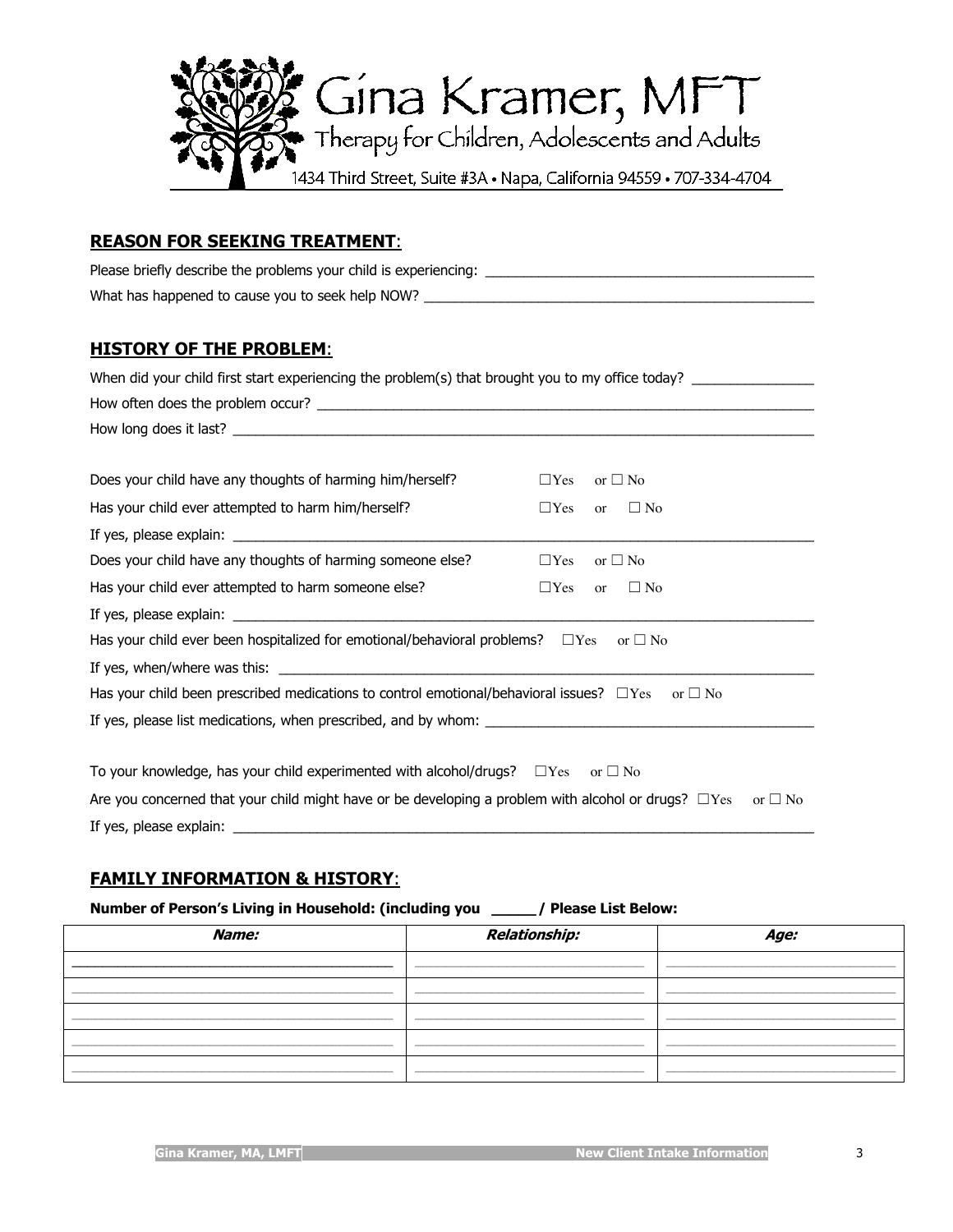# Gina Kramer, MFT

Therapy for Children, Adolescents and Adults

1434 Third Street, Suite #3A • Napa, California 94559 • 707-334-4704

## REASON FOR SEEKING TREATMENT:

Please briefly describe the problems your child is experiencing: ___________________________________________

What has happened to cause you to seek help NOW? ___________________________________________________

## HISTORY OF THE PROBLEM:

When did your child first start experiencing the problem(s) that brought you to my office today? _______________

How often does the problem occur? _________________________________________________________________

How long does it last? _____________________________________________________________________________

Does your child have any thoughts of harming him/herself? ☐Yes or ☐ No

Has your child ever attempted to harm him/herself? ☐Yes or ☐ No

If yes, please explain: _____________________________________________________________________________

Does your child have any thoughts of harming someone else? ☐Yes or ☐ No

Has your child ever attempted to harm someone else? ☐Yes or ☐ No

If yes, please explain: _____________________________________________________________________________

Has your child ever been hospitalized for emotional/behavioral problems? ☐Yes or ☐ No

If yes, when/where was this: _________________________________________________________________________

Has your child been prescribed medications to control emotional/behavioral issues? ☐Yes or ☐ No

If yes, please list medications, when prescribed, and by whom: ___________________________________________

To your knowledge, has your child experimented with alcohol/drugs? ☐Yes or ☐ No

Are you concerned that your child might have or be developing a problem with alcohol or drugs? ☐Yes or ☐ No

If yes, please explain: _____________________________________________________________________________

## FAMILY INFORMATION & HISTORY:

**Number of Person's Living in Household: (including you _____ / Please List Below:**

| *Name:* | *Relationship:* | *Age:* |
|---|---|---|
| | | |
| | | |
| | | |
| | | |
| | | |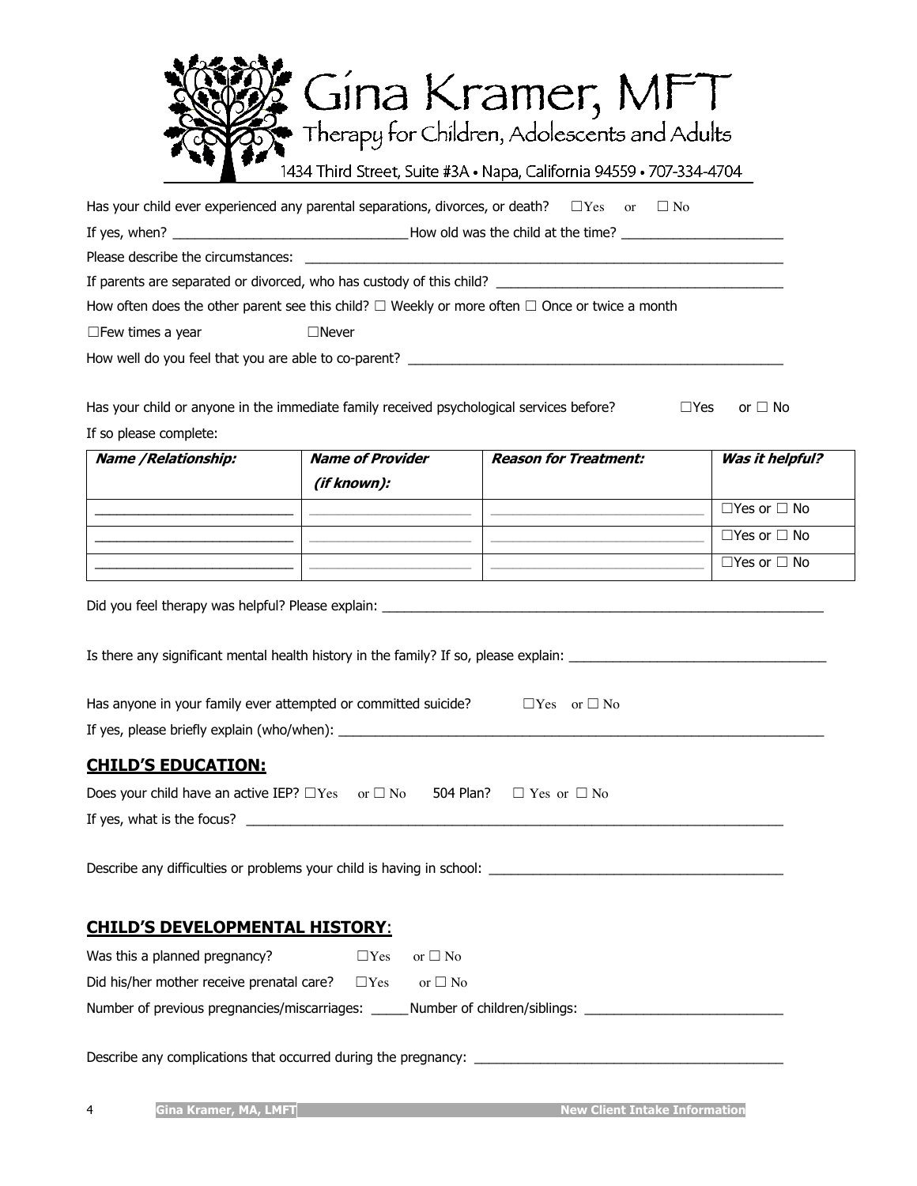# Gina Kramer, MFT

Therapy for Children, Adolescents and Adults

1434 Third Street, Suite #3A • Napa, California 94559 • 707-334-4704

Has your child ever experienced any parental separations, divorces, or death? ☐Yes or ☐ No

If yes, when? _______________________________ How old was the child at the time? _____________________

Please describe the circumstances: ____________________________________________________________________

If parents are separated or divorced, who has custody of this child? ______________________________________

How often does the other parent see this child? ☐ Weekly or more often ☐ Once or twice a month

☐Few times a year ☐Never

How well do you feel that you are able to co-parent? ____________________________________________________

Has your child or anyone in the immediate family received psychological services before? ☐Yes or ☐ No

If so please complete:

| ***Name /Relationship:*** | ***Name of Provider (if known):*** | ***Reason for Treatment:*** | ***Was it helpful?*** |
|---|---|---|---|
| ______________________ | ______________________ | ______________________ | ☐Yes or ☐ No |
| ______________________ | ______________________ | ______________________ | ☐Yes or ☐ No |
| ______________________ | ______________________ | ______________________ | ☐Yes or ☐ No |

Did you feel therapy was helpful? Please explain: ____________________________________________________________

Is there any significant mental health history in the family? If so, please explain: ___________________________________

Has anyone in your family ever attempted or committed suicide? ☐Yes or ☐ No

If yes, please briefly explain (who/when): ______________________________________________________________

## CHILD'S EDUCATION:

Does your child have an active IEP? ☐Yes or ☐ No 504 Plan? ☐ Yes or ☐ No

If yes, what is the focus? ___________________________________________________________________________

Describe any difficulties or problems your child is having in school: ______________________________________

## CHILD'S DEVELOPMENTAL HISTORY:

Was this a planned pregnancy? ☐Yes or ☐ No

Did his/her mother receive prenatal care? ☐Yes or ☐ No

Number of previous pregnancies/miscarriages: _____ Number of children/siblings: __________________________

Describe any complications that occurred during the pregnancy: ____________________________________________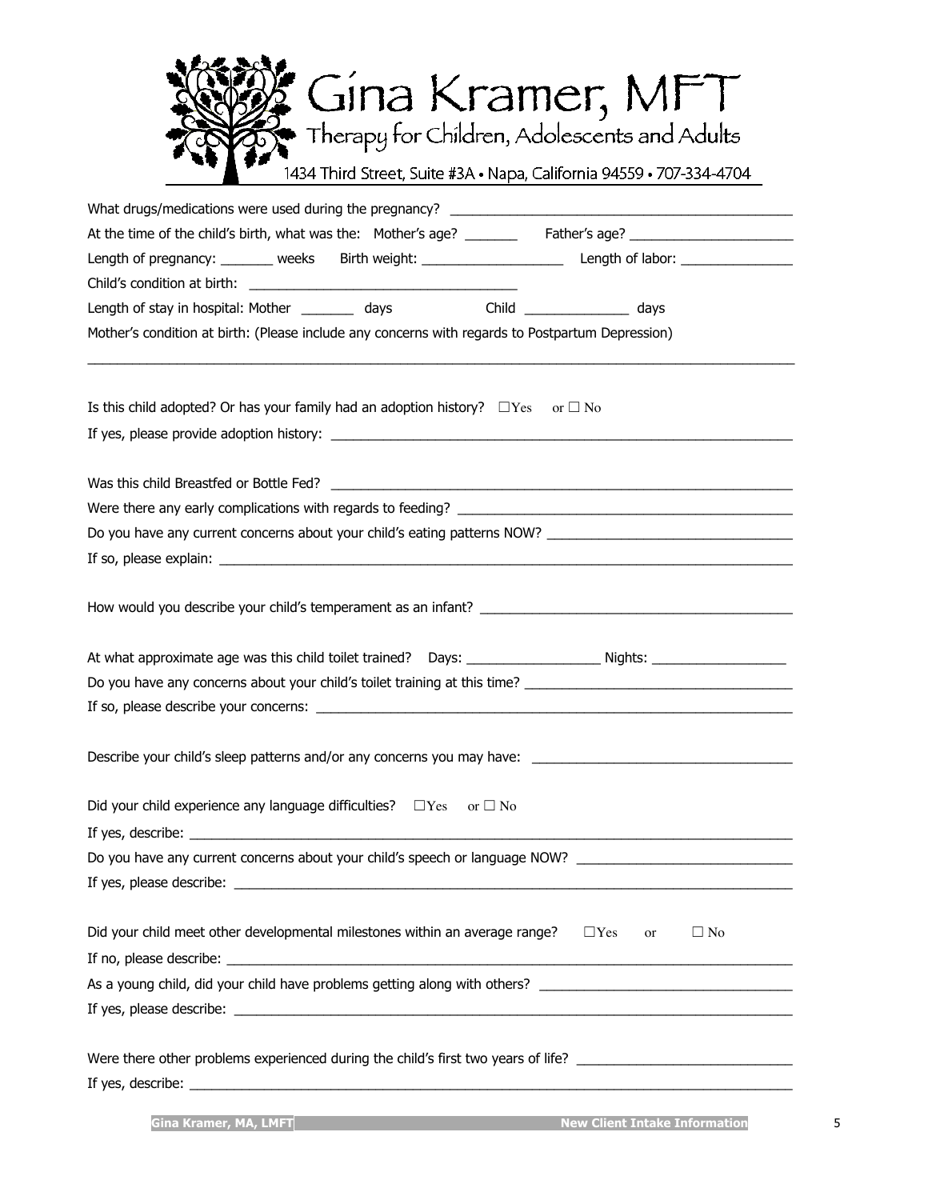# Gina Kramer, MFT

Therapy for Children, Adolescents and Adults

1434 Third Street, Suite #3A • Napa, California 94559 • 707-334-4704

What drugs/medications were used during the pregnancy? ______________________________________________

At the time of the child's birth, what was the: Mother's age? _______ Father's age? ______________________

Length of pregnancy: _______ weeks Birth weight: ___________________ Length of labor: _______________

Child's condition at birth: ____________________________________

Length of stay in hospital: Mother _______ days Child ______________ days

Mother's condition at birth: (Please include any concerns with regards to Postpartum Depression)

______________________________________________________________________________________________

Is this child adopted? Or has your family had an adoption history? ☐Yes or ☐ No

If yes, please provide adoption history: _________________________________________________________________

Was this child Breastfed or Bottle Fed? _________________________________________________________________

Were there any early complications with regards to feeding? _______________________________________________

Do you have any current concerns about your child's eating patterns NOW? _________________________________

If so, please explain: _______________________________________________________________________________

How would you describe your child's temperament as an infant? __________________________________________

At what approximate age was this child toilet trained? Days: __________________ Nights: __________________

Do you have any concerns about your child's toilet training at this time? ___________________________________

If so, please describe your concerns: ___________________________________________________________________

Describe your child's sleep patterns and/or any concerns you may have: ___________________________________

Did your child experience any language difficulties? ☐Yes or ☐ No

If yes, describe: ____________________________________________________________________________________

Do you have any current concerns about your child's speech or language NOW? _____________________________

If yes, please describe: ______________________________________________________________________________

Did your child meet other developmental milestones within an average range? ☐Yes or ☐ No

If no, please describe: _______________________________________________________________________________

As a young child, did your child have problems getting along with others? _________________________________

If yes, please describe: ______________________________________________________________________________

Were there other problems experienced during the child's first two years of life? ____________________________

If yes, describe: ____________________________________________________________________________________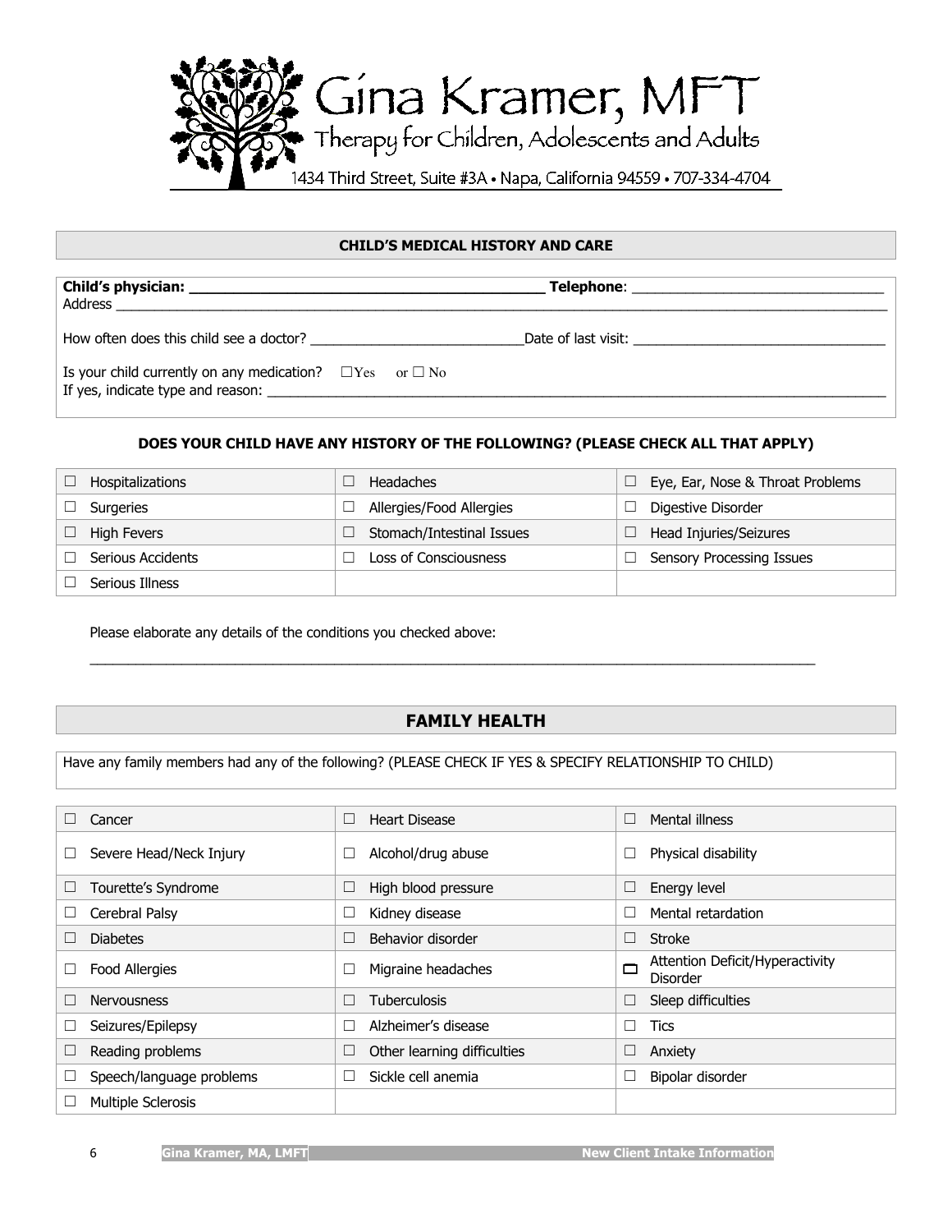# Gina Kramer, MFT

Therapy for Children, Adolescents and Adults

1434 Third Street, Suite #3A • Napa, California 94559 • 707-334-4704

## CHILD'S MEDICAL HISTORY AND CARE

**Child's physician:** ________________________________ **Telephone**: ________________________
Address ______________________________________________________________________________

How often does this child see a doctor? ______________________ Date of last visit: ________________________

Is your child currently on any medication? ☐ Yes or ☐ No
If yes, indicate type and reason: ________________________________________________________________

### DOES YOUR CHILD HAVE ANY HISTORY OF THE FOLLOWING? (PLEASE CHECK ALL THAT APPLY)

| | | |
|---|---|---|
| ☐ Hospitalizations | ☐ Headaches | ☐ Eye, Ear, Nose & Throat Problems |
| ☐ Surgeries | ☐ Allergies/Food Allergies | ☐ Digestive Disorder |
| ☐ High Fevers | ☐ Stomach/Intestinal Issues | ☐ Head Injuries/Seizures |
| ☐ Serious Accidents | ☐ Loss of Consciousness | ☐ Sensory Processing Issues |
| ☐ Serious Illness | | |

Please elaborate any details of the conditions you checked above:

______________________________________________________________________________

## FAMILY HEALTH

Have any family members had any of the following? (PLEASE CHECK IF YES & SPECIFY RELATIONSHIP TO CHILD)

| | | |
|---|---|---|
| ☐ Cancer | ☐ Heart Disease | ☐ Mental illness |
| ☐ Severe Head/Neck Injury | ☐ Alcohol/drug abuse | ☐ Physical disability |
| ☐ Tourette's Syndrome | ☐ High blood pressure | ☐ Energy level |
| ☐ Cerebral Palsy | ☐ Kidney disease | ☐ Mental retardation |
| ☐ Diabetes | ☐ Behavior disorder | ☐ Stroke |
| ☐ Food Allergies | ☐ Migraine headaches | ☐ Attention Deficit/Hyperactivity Disorder |
| ☐ Nervousness | ☐ Tuberculosis | ☐ Sleep difficulties |
| ☐ Seizures/Epilepsy | ☐ Alzheimer's disease | ☐ Tics |
| ☐ Reading problems | ☐ Other learning difficulties | ☐ Anxiety |
| ☐ Speech/language problems | ☐ Sickle cell anemia | ☐ Bipolar disorder |
| ☐ Multiple Sclerosis | | |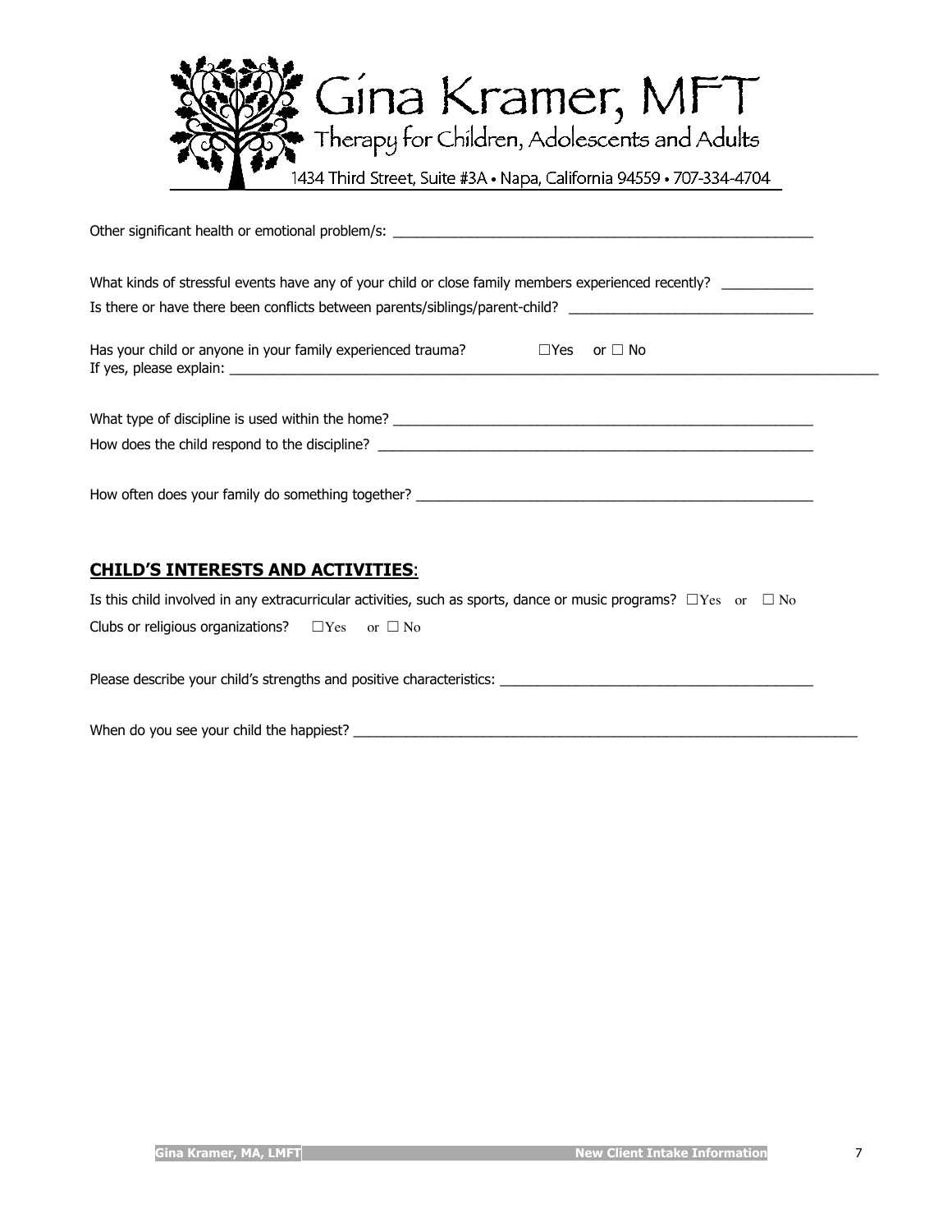Gina Kramer, MFT

Therapy for Children, Adolescents and Adults

1434 Third Street, Suite #3A • Napa, California 94559 • 707-334-4704

Other significant health or emotional problem/s: ____________________________________________________________

What kinds of stressful events have any of your child or close family members experienced recently? ____________

Is there or have there been conflicts between parents/siblings/parent-child? _________________________________

Has your child or anyone in your family experienced trauma? ☐Yes or ☐ No

If yes, please explain: ____________________________________________________________________________________

What type of discipline is used within the home? _________________________________________________________

How does the child respond to the discipline? ____________________________________________________________

How often does your family do something together? _____________________________________________________

## **CHILD'S INTERESTS AND ACTIVITIES**:

Is this child involved in any extracurricular activities, such as sports, dance or music programs? ☐Yes or ☐ No

Clubs or religious organizations? ☐Yes or ☐ No

Please describe your child's strengths and positive characteristics: _________________________________________

When do you see your child the happiest? ______________________________________________________________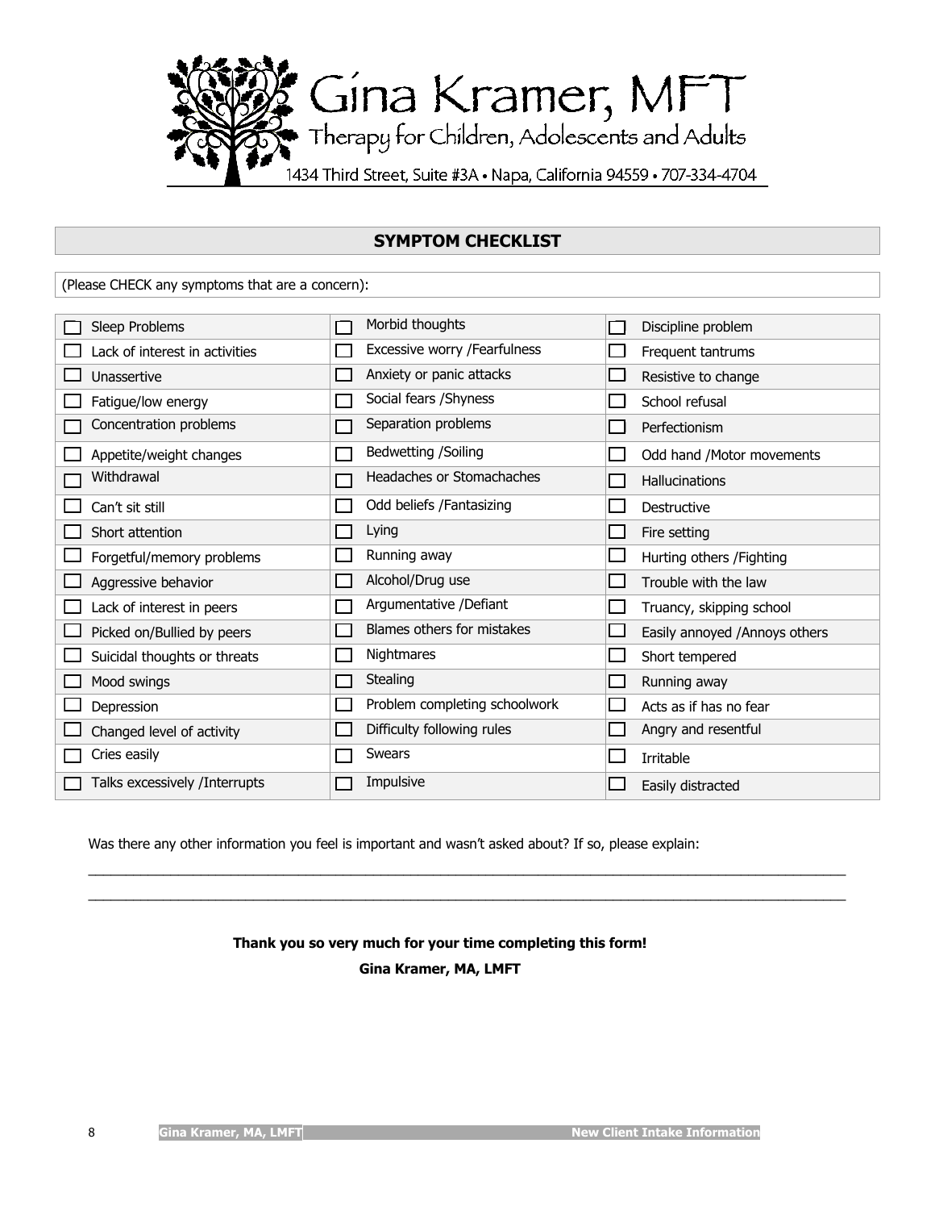Gína Kramer, MFT

Therapy for Children, Adolescents and Adults

1434 Third Street, Suite #3A • Napa, California 94559 • 707-334-4704

## SYMPTOM CHECKLIST

(Please CHECK any symptoms that are a concern):

| | | |
|---|---|---|
| ☐ Sleep Problems | ☐ Morbid thoughts | ☐ Discipline problem |
| ☐ Lack of interest in activities | ☐ Excessive worry /Fearfulness | ☐ Frequent tantrums |
| ☐ Unassertive | ☐ Anxiety or panic attacks | ☐ Resistive to change |
| ☐ Fatigue/low energy | ☐ Social fears /Shyness | ☐ School refusal |
| ☐ Concentration problems | ☐ Separation problems | ☐ Perfectionism |
| ☐ Appetite/weight changes | ☐ Bedwetting /Soiling | ☐ Odd hand /Motor movements |
| ☐ Withdrawal | ☐ Headaches or Stomachaches | ☐ Hallucinations |
| ☐ Can't sit still | ☐ Odd beliefs /Fantasizing | ☐ Destructive |
| ☐ Short attention | ☐ Lying | ☐ Fire setting |
| ☐ Forgetful/memory problems | ☐ Running away | ☐ Hurting others /Fighting |
| ☐ Aggressive behavior | ☐ Alcohol/Drug use | ☐ Trouble with the law |
| ☐ Lack of interest in peers | ☐ Argumentative /Defiant | ☐ Truancy, skipping school |
| ☐ Picked on/Bullied by peers | ☐ Blames others for mistakes | ☐ Easily annoyed /Annoys others |
| ☐ Suicidal thoughts or threats | ☐ Nightmares | ☐ Short tempered |
| ☐ Mood swings | ☐ Stealing | ☐ Running away |
| ☐ Depression | ☐ Problem completing schoolwork | ☐ Acts as if has no fear |
| ☐ Changed level of activity | ☐ Difficulty following rules | ☐ Angry and resentful |
| ☐ Cries easily | ☐ Swears | ☐ Irritable |
| ☐ Talks excessively /Interrupts | ☐ Impulsive | ☐ Easily distracted |

Was there any other information you feel is important and wasn't asked about? If so, please explain:

\_\_\_\_\_\_\_\_\_\_\_\_\_\_\_\_\_\_\_\_\_\_\_\_\_\_\_\_\_\_\_\_\_\_\_\_\_\_\_\_\_\_\_\_\_\_\_\_\_\_\_\_\_\_\_\_\_\_\_\_\_\_\_\_\_\_\_\_\_\_\_\_\_\_\_\_\_\_

\_\_\_\_\_\_\_\_\_\_\_\_\_\_\_\_\_\_\_\_\_\_\_\_\_\_\_\_\_\_\_\_\_\_\_\_\_\_\_\_\_\_\_\_\_\_\_\_\_\_\_\_\_\_\_\_\_\_\_\_\_\_\_\_\_\_\_\_\_\_\_\_\_\_\_\_\_\_

**Thank you so very much for your time completing this form!**

**Gina Kramer, MA, LMFT**